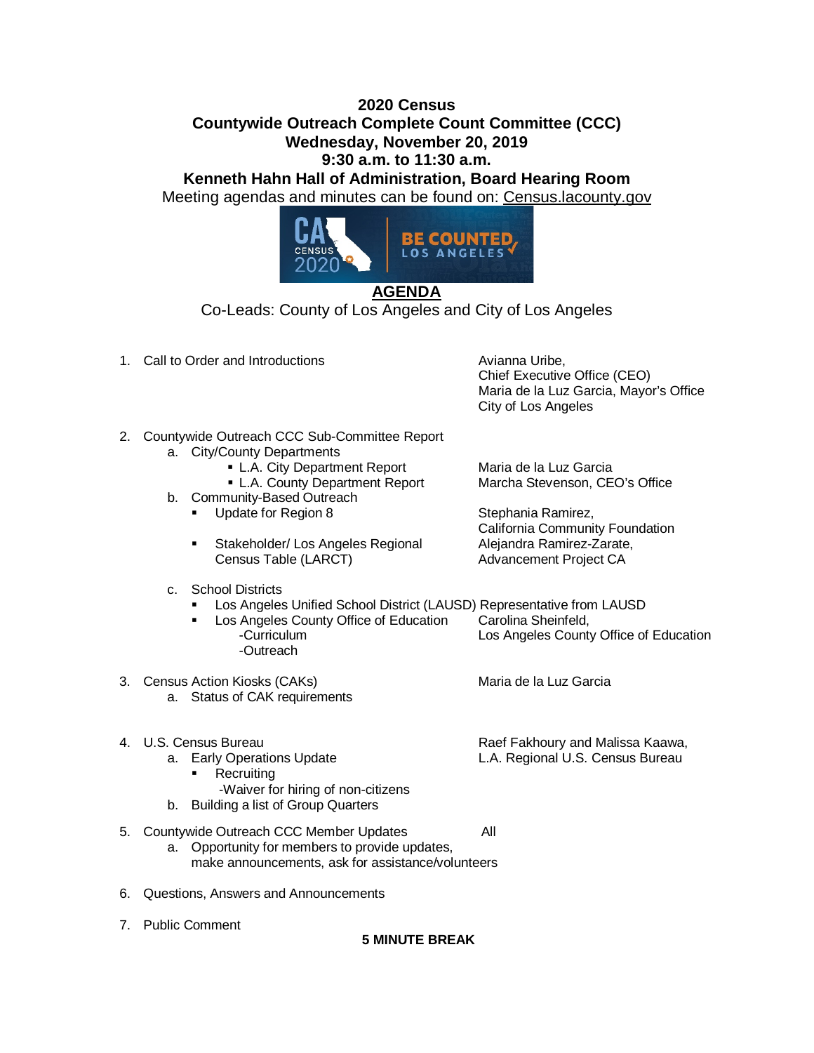# 2020 Census
## Countywide Outreach Complete Count Committee (CCC)
## Wednesday, November 20, 2019
## 9:30 a.m. to 11:30 a.m.
## Kenneth Hahn Hall of Administration, Board Hearing Room

Meeting agendas and minutes can be found on: Census.lacounty.gov

## AGENDA

Co-Leads: County of Los Angeles and City of Los Angeles

1. Call to Order and Introductions — Avianna Uribe, Chief Executive Office (CEO); Maria de la Luz Garcia, Mayor's Office City of Los Angeles

2. Countywide Outreach CCC Sub-Committee Report
   a. City/County Departments
      - L.A. City Department Report — Maria de la Luz Garcia
      - L.A. County Department Report — Marcha Stevenson, CEO's Office
   b. Community-Based Outreach
      - Update for Region 8 — Stephania Ramirez, California Community Foundation
      - Stakeholder/ Los Angeles Regional Census Table (LARCT) — Alejandra Ramirez-Zarate, Advancement Project CA
   c. School Districts
      - Los Angeles Unified School District (LAUSD) — Representative from LAUSD
      - Los Angeles County Office of Education — Carolina Sheinfeld, Los Angeles County Office of Education
        - -Curriculum
        - -Outreach

3. Census Action Kiosks (CAKs) — Maria de la Luz Garcia
   a. Status of CAK requirements

4. U.S. Census Bureau — Raef Fakhoury and Malissa Kaawa, L.A. Regional U.S. Census Bureau
   a. Early Operations Update
      - Recruiting
        - -Waiver for hiring of non-citizens
   b. Building a list of Group Quarters

5. Countywide Outreach CCC Member Updates — All
   a. Opportunity for members to provide updates, make announcements, ask for assistance/volunteers

6. Questions, Answers and Announcements

7. Public Comment

**5 MINUTE BREAK**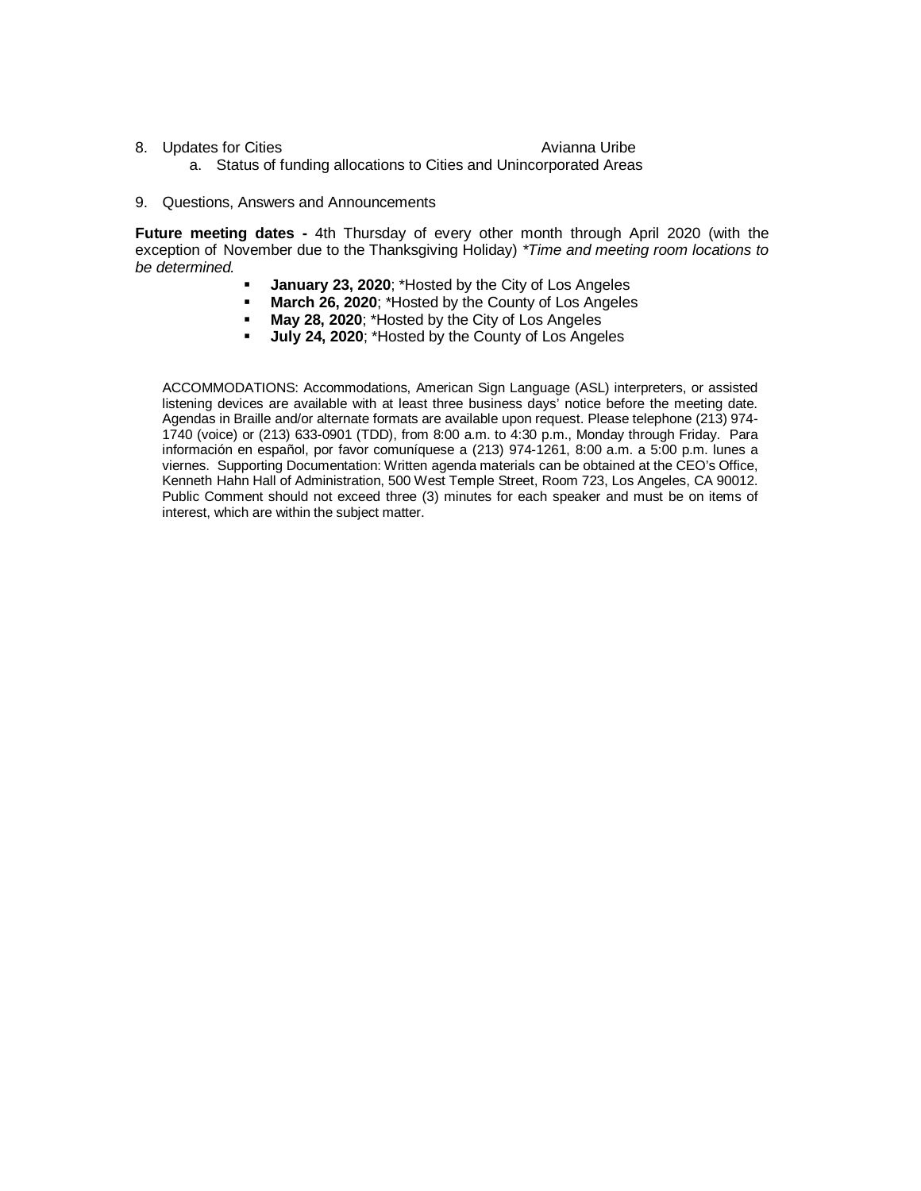8. Updates for Cities — Avianna Uribe
   a. Status of funding allocations to Cities and Unincorporated Areas

9. Questions, Answers and Announcements

**Future meeting dates -** 4th Thursday of every other month through April 2020 (with the exception of November due to the Thanksgiving Holiday) *\*Time and meeting room locations to be determined.*

- **January 23, 2020**; *Hosted by the City of Los Angeles
- **March 26, 2020**; *Hosted by the County of Los Angeles
- **May 28, 2020**; *Hosted by the City of Los Angeles
- **July 24, 2020**; *Hosted by the County of Los Angeles

ACCOMMODATIONS: Accommodations, American Sign Language (ASL) interpreters, or assisted listening devices are available with at least three business days' notice before the meeting date. Agendas in Braille and/or alternate formats are available upon request. Please telephone (213) 974-1740 (voice) or (213) 633-0901 (TDD), from 8:00 a.m. to 4:30 p.m., Monday through Friday. Para información en español, por favor comuníquese a (213) 974-1261, 8:00 a.m. a 5:00 p.m. lunes a viernes. Supporting Documentation: Written agenda materials can be obtained at the CEO's Office, Kenneth Hahn Hall of Administration, 500 West Temple Street, Room 723, Los Angeles, CA 90012. Public Comment should not exceed three (3) minutes for each speaker and must be on items of interest, which are within the subject matter.